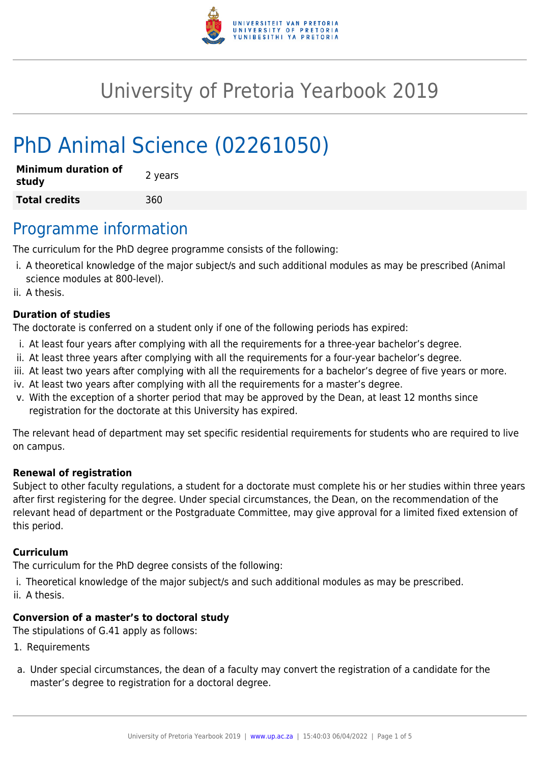# University of Pretoria Yearbook 2019

# PhD Animal Science (02261050)

| **Minimum duration of study** | 2 years |
|---|---|
| **Total credits** | 360 |

## Programme information

The curriculum for the PhD degree programme consists of the following:

i. A theoretical knowledge of the major subject/s and such additional modules as may be prescribed (Animal science modules at 800-level).
ii. A thesis.

### Duration of studies

The doctorate is conferred on a student only if one of the following periods has expired:

i. At least four years after complying with all the requirements for a three-year bachelor's degree.
ii. At least three years after complying with all the requirements for a four-year bachelor's degree.
iii. At least two years after complying with all the requirements for a bachelor's degree of five years or more.
iv. At least two years after complying with all the requirements for a master's degree.
v. With the exception of a shorter period that may be approved by the Dean, at least 12 months since registration for the doctorate at this University has expired.

The relevant head of department may set specific residential requirements for students who are required to live on campus.

### Renewal of registration

Subject to other faculty regulations, a student for a doctorate must complete his or her studies within three years after first registering for the degree. Under special circumstances, the Dean, on the recommendation of the relevant head of department or the Postgraduate Committee, may give approval for a limited fixed extension of this period.

### Curriculum

The curriculum for the PhD degree consists of the following:

i. Theoretical knowledge of the major subject/s and such additional modules as may be prescribed.
ii. A thesis.

### Conversion of a master's to doctoral study

The stipulations of G.41 apply as follows:

1. Requirements

a. Under special circumstances, the dean of a faculty may convert the registration of a candidate for the master's degree to registration for a doctoral degree.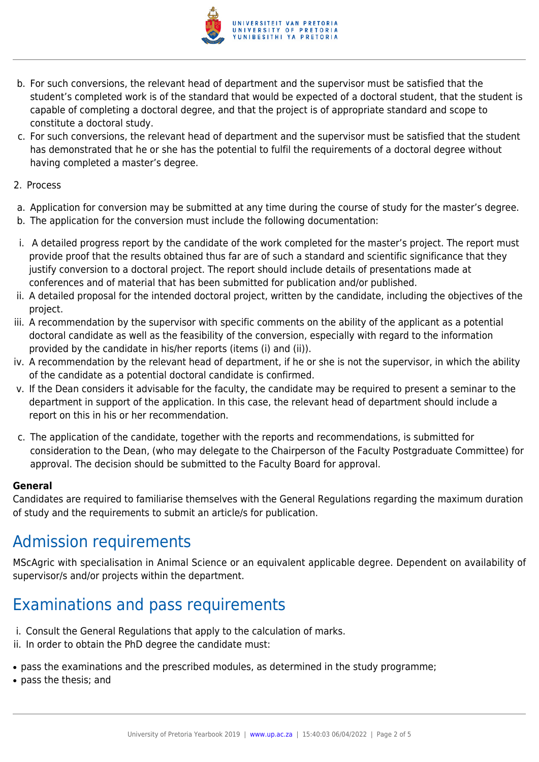b. For such conversions, the relevant head of department and the supervisor must be satisfied that the student's completed work is of the standard that would be expected of a doctoral student, that the student is capable of completing a doctoral degree, and that the project is of appropriate standard and scope to constitute a doctoral study.
c. For such conversions, the relevant head of department and the supervisor must be satisfied that the student has demonstrated that he or she has the potential to fulfil the requirements of a doctoral degree without having completed a master's degree.

2. Process

a. Application for conversion may be submitted at any time during the course of study for the master's degree.
b. The application for the conversion must include the following documentation:

i. A detailed progress report by the candidate of the work completed for the master's project. The report must provide proof that the results obtained thus far are of such a standard and scientific significance that they justify conversion to a doctoral project. The report should include details of presentations made at conferences and of material that has been submitted for publication and/or published.
ii. A detailed proposal for the intended doctoral project, written by the candidate, including the objectives of the project.
iii. A recommendation by the supervisor with specific comments on the ability of the applicant as a potential doctoral candidate as well as the feasibility of the conversion, especially with regard to the information provided by the candidate in his/her reports (items (i) and (ii)).
iv. A recommendation by the relevant head of department, if he or she is not the supervisor, in which the ability of the candidate as a potential doctoral candidate is confirmed.
v. If the Dean considers it advisable for the faculty, the candidate may be required to present a seminar to the department in support of the application. In this case, the relevant head of department should include a report on this in his or her recommendation.

c. The application of the candidate, together with the reports and recommendations, is submitted for consideration to the Dean, (who may delegate to the Chairperson of the Faculty Postgraduate Committee) for approval. The decision should be submitted to the Faculty Board for approval.

**General**
Candidates are required to familiarise themselves with the General Regulations regarding the maximum duration of study and the requirements to submit an article/s for publication.

# Admission requirements

MScAgric with specialisation in Animal Science or an equivalent applicable degree. Dependent on availability of supervisor/s and/or projects within the department.

# Examinations and pass requirements

i. Consult the General Regulations that apply to the calculation of marks.
ii. In order to obtain the PhD degree the candidate must:

- pass the examinations and the prescribed modules, as determined in the study programme;
- pass the thesis; and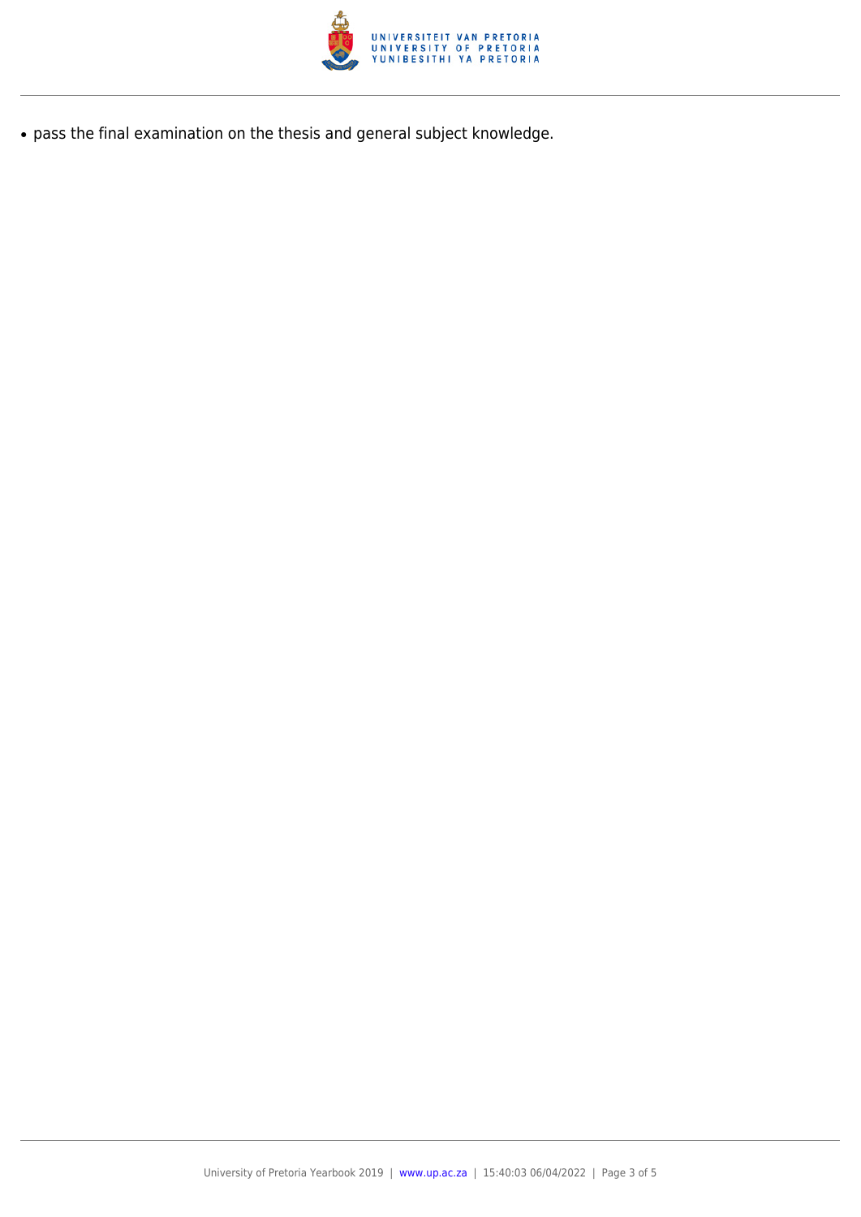- pass the final examination on the thesis and general subject knowledge.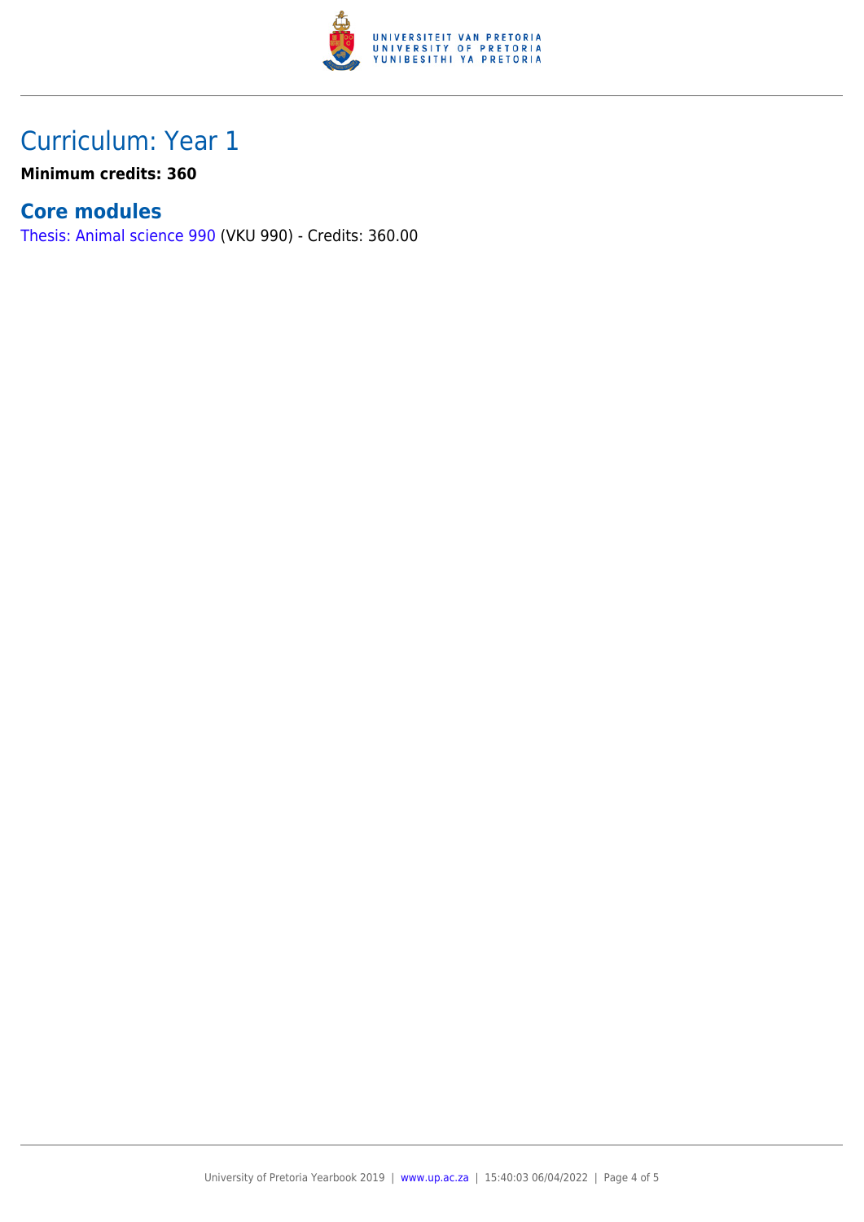# Curriculum: Year 1

**Minimum credits: 360**

## Core modules

Thesis: Animal science 990 (VKU 990) - Credits: 360.00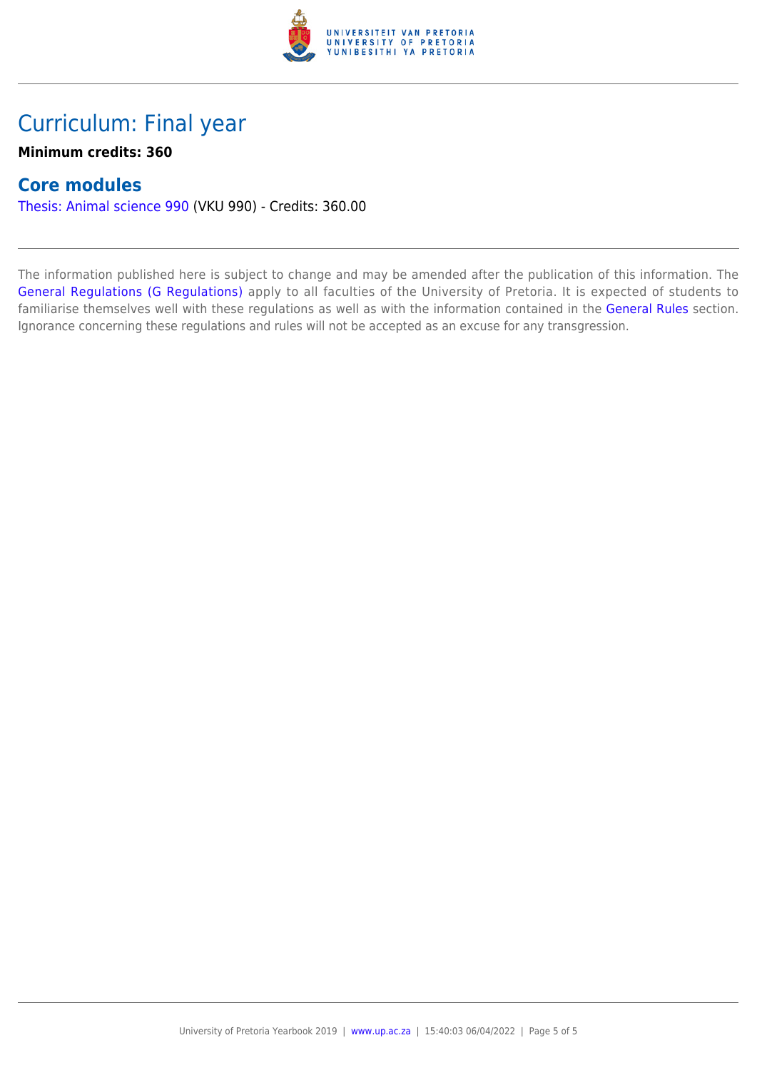# Curriculum: Final year

**Minimum credits: 360**

## Core modules

Thesis: Animal science 990 (VKU 990) - Credits: 360.00

The information published here is subject to change and may be amended after the publication of this information. The General Regulations (G Regulations) apply to all faculties of the University of Pretoria. It is expected of students to familiarise themselves well with these regulations as well as with the information contained in the General Rules section. Ignorance concerning these regulations and rules will not be accepted as an excuse for any transgression.